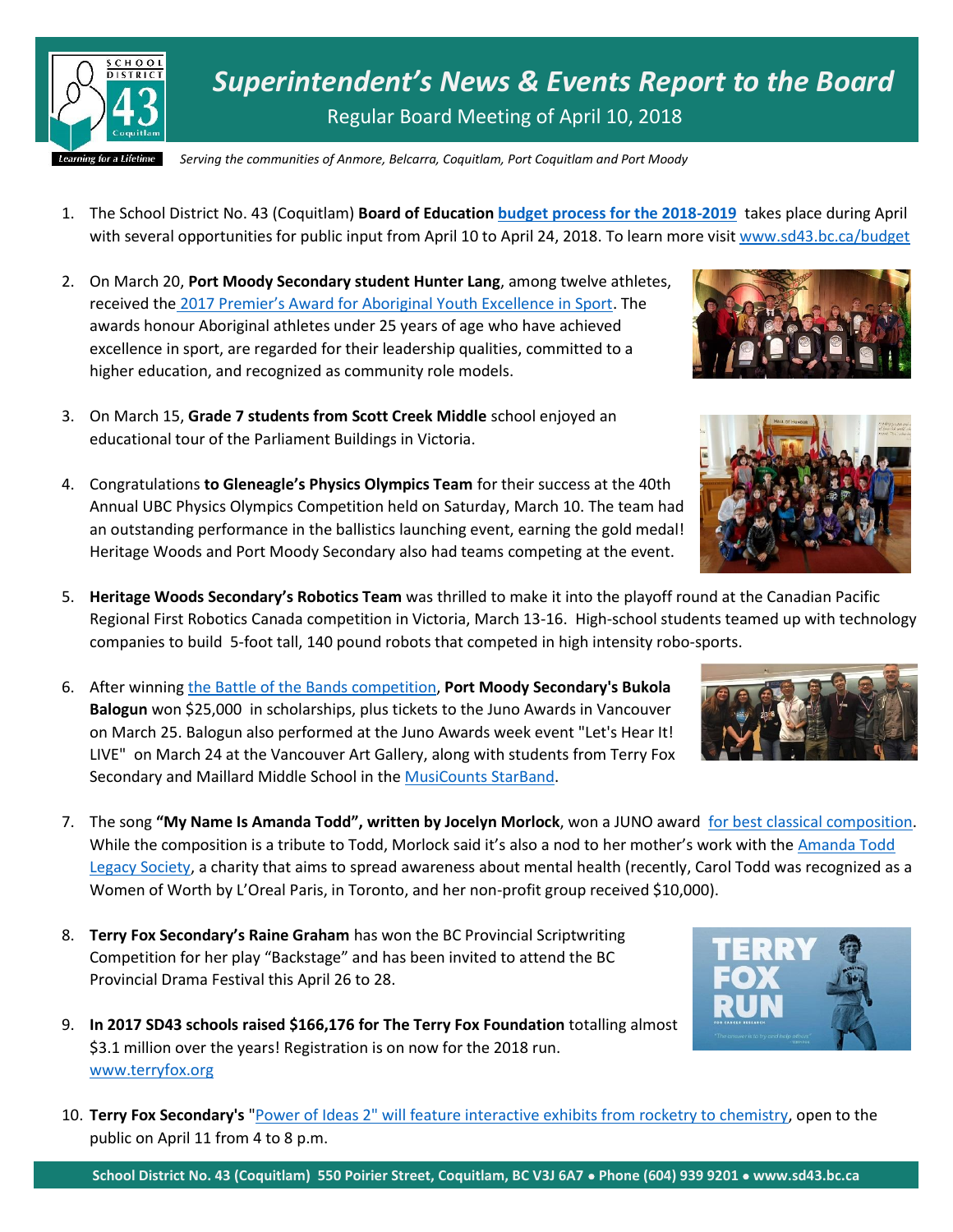# Superintendent's News & Events Report to the Board

Regular Board Meeting of April 10, 2018

*Serving the communities of Anmore, Belcarra, Coquitlam, Port Coquitlam and Port Moody*

1. The School District No. 43 (Coquitlam) **Board of Education** **budget process for the 2018-2019** takes place during April with several opportunities for public input from April 10 to April 24, 2018. To learn more visit www.sd43.bc.ca/budget

2. On March 20, **Port Moody Secondary student Hunter Lang**, among twelve athletes, received the 2017 Premier's Award for Aboriginal Youth Excellence in Sport. The awards honour Aboriginal athletes under 25 years of age who have achieved excellence in sport, are regarded for their leadership qualities, committed to a higher education, and recognized as community role models.

3. On March 15, **Grade 7 students from Scott Creek Middle** school enjoyed an educational tour of the Parliament Buildings in Victoria.

4. Congratulations **to Gleneagle's Physics Olympics Team** for their success at the 40th Annual UBC Physics Olympics Competition held on Saturday, March 10. The team had an outstanding performance in the ballistics launching event, earning the gold medal! Heritage Woods and Port Moody Secondary also had teams competing at the event.

5. **Heritage Woods Secondary's Robotics Team** was thrilled to make it into the playoff round at the Canadian Pacific Regional First Robotics Canada competition in Victoria, March 13-16. High-school students teamed up with technology companies to build 5-foot tall, 140 pound robots that competed in high intensity robo-sports.

6. After winning the Battle of the Bands competition, **Port Moody Secondary's Bukola Balogun** won $25,000 in scholarships, plus tickets to the Juno Awards in Vancouver on March 25. Balogun also performed at the Juno Awards week event "Let's Hear It! LIVE" on March 24 at the Vancouver Art Gallery, along with students from Terry Fox Secondary and Maillard Middle School in the MusiCounts StarBand.

7. The song **"My Name Is Amanda Todd", written by Jocelyn Morlock**, won a JUNO award for best classical composition. While the composition is a tribute to Todd, Morlock said it's also a nod to her mother's work with the Amanda Todd Legacy Society, a charity that aims to spread awareness about mental health (recently, Carol Todd was recognized as a Women of Worth by L'Oreal Paris, in Toronto, and her non-profit group received $10,000).

8. **Terry Fox Secondary's Raine Graham** has won the BC Provincial Scriptwriting Competition for her play "Backstage" and has been invited to attend the BC Provincial Drama Festival this April 26 to 28.

9. **In 2017 SD43 schools raised $166,176 for The Terry Fox Foundation** totalling almost $3.1 million over the years! Registration is on now for the 2018 run. www.terryfox.org

10. **Terry Fox Secondary's** "Power of Ideas 2" will feature interactive exhibits from rocketry to chemistry, open to the public on April 11 from 4 to 8 p.m.

**School District No. 43 (Coquitlam) 550 Poirier Street, Coquitlam, BC V3J 6A7 • Phone (604) 939 9201 • www.sd43.bc.ca**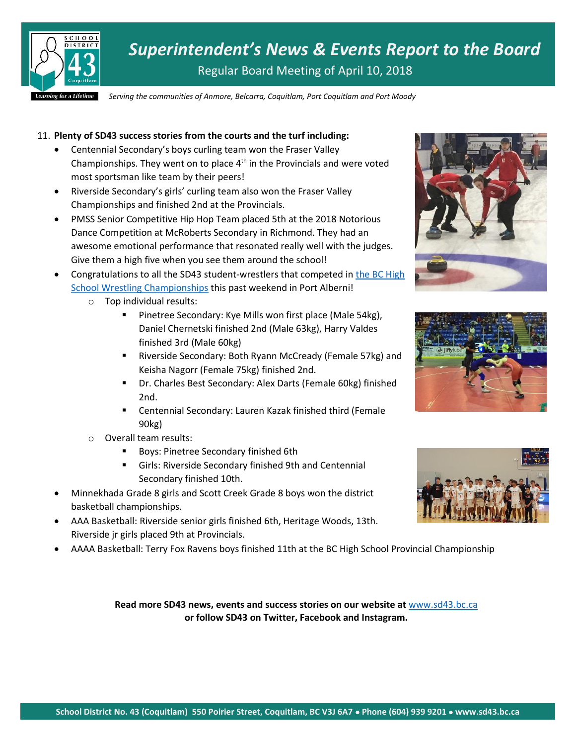# *Superintendent's News & Events Report to the Board*

Regular Board Meeting of April 10, 2018

*Serving the communities of Anmore, Belcarra, Coquitlam, Port Coquitlam and Port Moody*

11. **Plenty of SD43 success stories from the courts and the turf including:**
    - Centennial Secondary's boys curling team won the Fraser Valley Championships. They went on to place 4th in the Provincials and were voted most sportsman like team by their peers!
    - Riverside Secondary's girls' curling team also won the Fraser Valley Championships and finished 2nd at the Provincials.
    - PMSS Senior Competitive Hip Hop Team placed 5th at the 2018 Notorious Dance Competition at McRoberts Secondary in Richmond. They had an awesome emotional performance that resonated really well with the judges. Give them a high five when you see them around the school!
    - Congratulations to all the SD43 student-wrestlers that competed in the BC High School Wrestling Championships this past weekend in Port Alberni!
        - Top individual results:
            - Pinetree Secondary: Kye Mills won first place (Male 54kg), Daniel Chernetski finished 2nd (Male 63kg), Harry Valdes finished 3rd (Male 60kg)
            - Riverside Secondary: Both Ryann McCready (Female 57kg) and Keisha Nagorr (Female 75kg) finished 2nd.
            - Dr. Charles Best Secondary: Alex Darts (Female 60kg) finished 2nd.
            - Centennial Secondary: Lauren Kazak finished third (Female 90kg)
        - Overall team results:
            - Boys: Pinetree Secondary finished 6th
            - Girls: Riverside Secondary finished 9th and Centennial Secondary finished 10th.
    - Minnekhada Grade 8 girls and Scott Creek Grade 8 boys won the district basketball championships.
    - AAA Basketball: Riverside senior girls finished 6th, Heritage Woods, 13th. Riverside jr girls placed 9th at Provincials.
    - AAAA Basketball: Terry Fox Ravens boys finished 11th at the BC High School Provincial Championship

**Read more SD43 news, events and success stories on our website at www.sd43.bc.ca or follow SD43 on Twitter, Facebook and Instagram.**

**School District No. 43 (Coquitlam) 550 Poirier Street, Coquitlam, BC V3J 6A7 • Phone (604) 939 9201 • www.sd43.bc.ca**